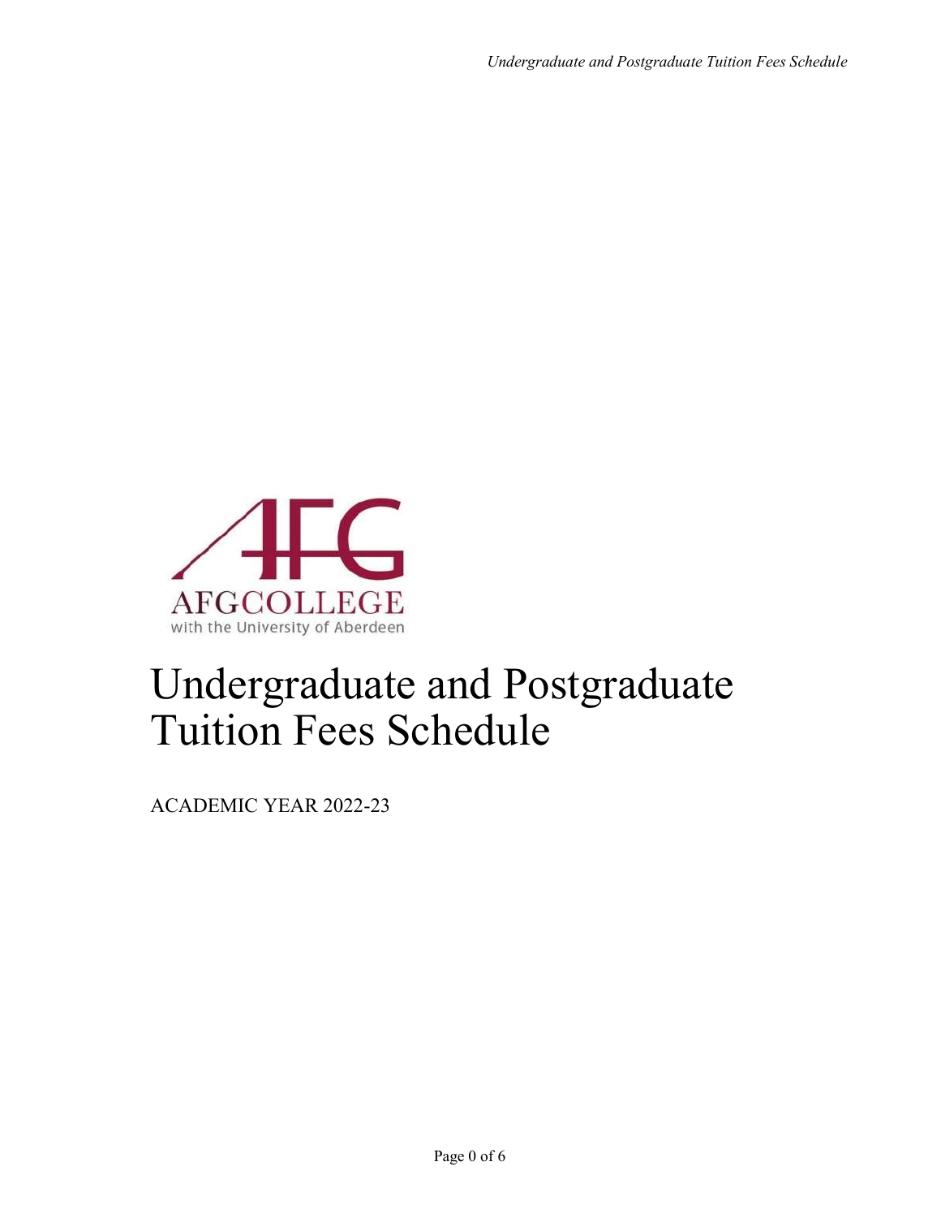AFGCOLLEGE
with the University of Aberdeen

# Undergraduate and Postgraduate Tuition Fees Schedule

ACADEMIC YEAR 2022-23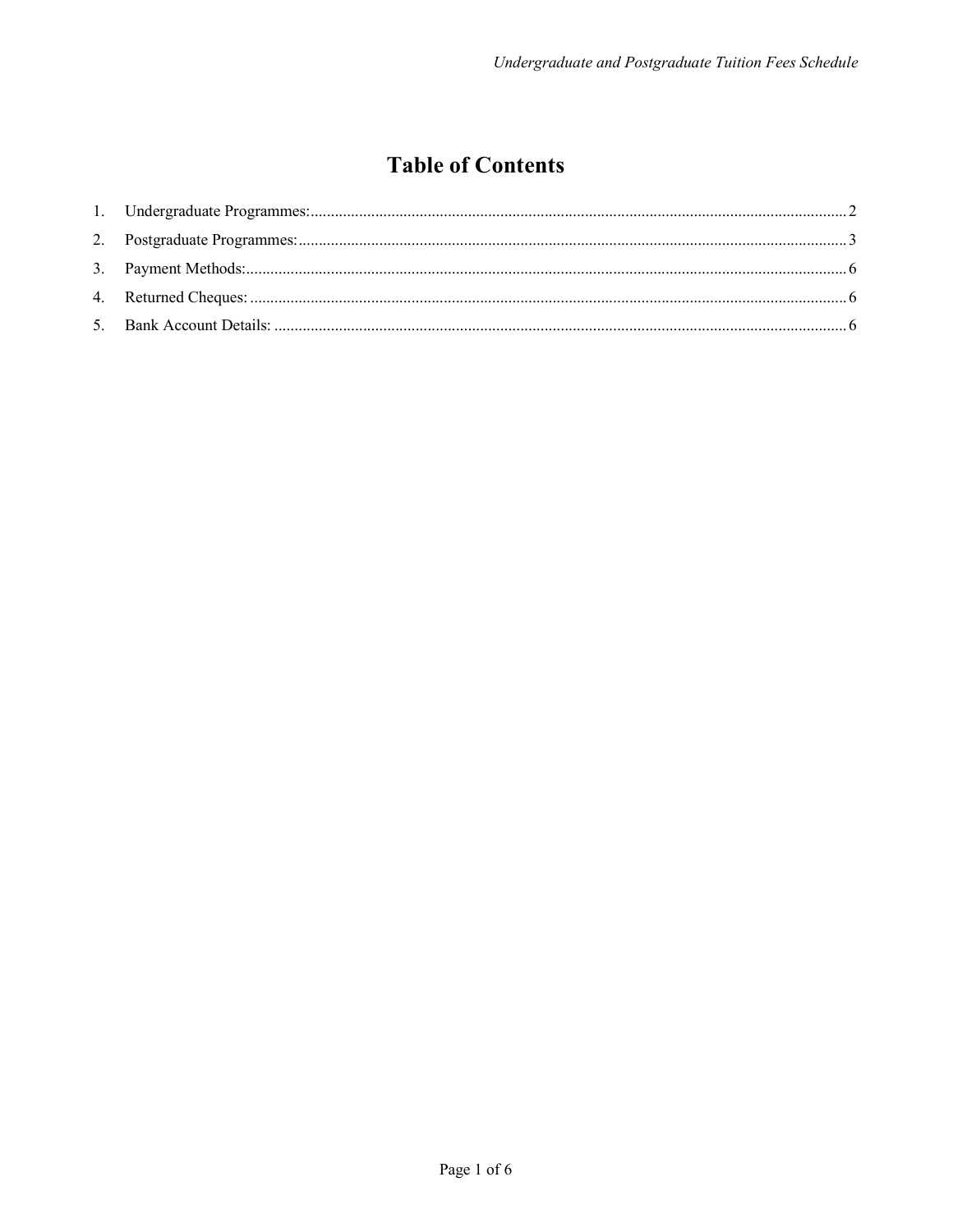# Table of Contents

1. Undergraduate Programmes: ........................................................ 2
2. Postgraduate Programmes: ........................................................ 3
3. Payment Methods: ........................................................ 6
4. Returned Cheques: ........................................................ 6
5. Bank Account Details: ........................................................ 6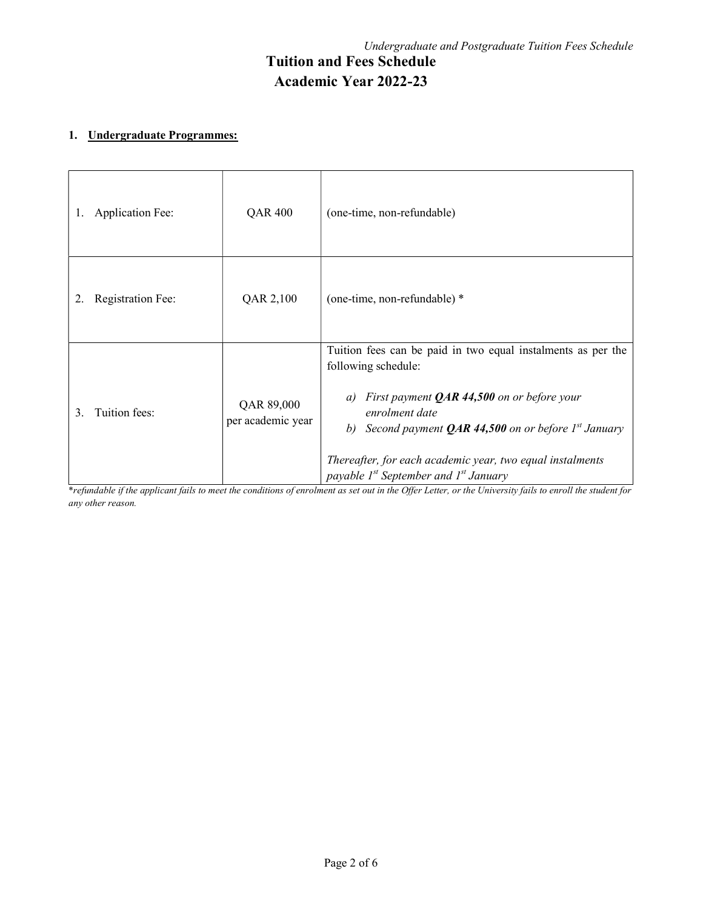# Tuition and Fees Schedule
# Academic Year 2022-23

## 1. Undergraduate Programmes:

| | | |
|---|---|---|
| 1. Application Fee: | QAR 400 | (one-time, non-refundable) |
| 2. Registration Fee: | QAR 2,100 | (one-time, non-refundable) * |
| 3. Tuition fees: | QAR 89,000 per academic year | Tuition fees can be paid in two equal instalments as per the following schedule:<br><br>*a) First payment **QAR 44,500** on or before your enrolment date*<br>*b) Second payment **QAR 44,500** on or before 1st January*<br><br>*Thereafter, for each academic year, two equal instalments payable 1st September and 1st January* |

*\*refundable if the applicant fails to meet the conditions of enrolment as set out in the Offer Letter, or the University fails to enroll the student for any other reason.*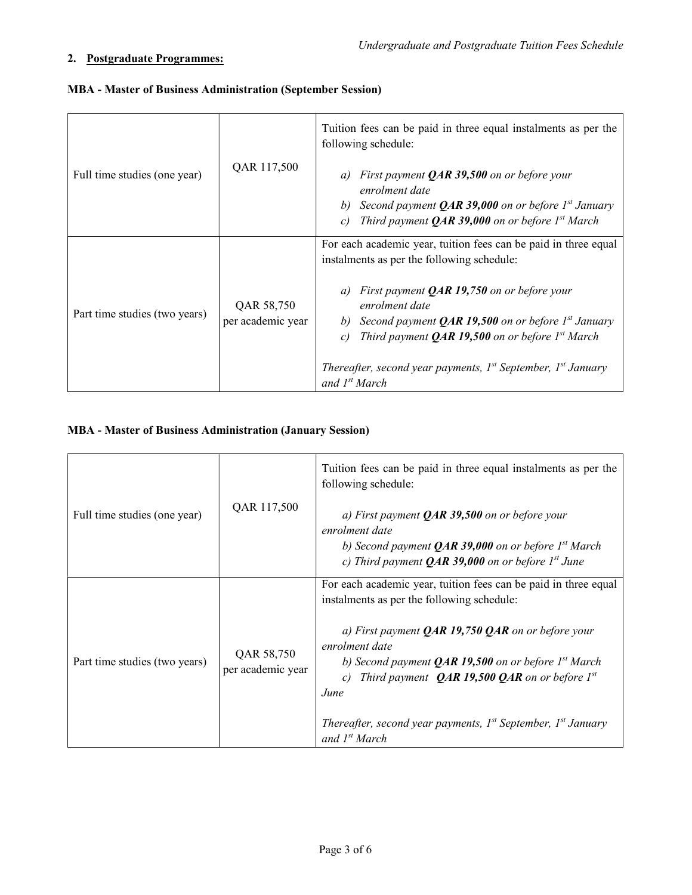## 2. Postgraduate Programmes:

**MBA - Master of Business Administration (September Session)**

| | | |
|---|---|---|
| Full time studies (one year) | QAR 117,500 | Tuition fees can be paid in three equal instalments as per the following schedule:<br><br>a) *First payment **QAR 39,500** on or before your enrolment date*<br>b) *Second payment **QAR 39,000** on or before 1st January*<br>c) *Third payment **QAR 39,000** on or before 1st March* |
| Part time studies (two years) | QAR 58,750 per academic year | For each academic year, tuition fees can be paid in three equal instalments as per the following schedule:<br><br>a) *First payment **QAR 19,750** on or before your enrolment date*<br>b) *Second payment **QAR 19,500** on or before 1st January*<br>c) *Third payment **QAR 19,500** on or before 1st March*<br><br>*Thereafter, second year payments, 1st September, 1st January and 1st March* |

**MBA - Master of Business Administration (January Session)**

| | | |
|---|---|---|
| Full time studies (one year) | QAR 117,500 | Tuition fees can be paid in three equal instalments as per the following schedule:<br><br>*a) First payment **QAR 39,500** on or before your enrolment date*<br>*b) Second payment **QAR 39,000** on or before 1st March*<br>*c) Third payment **QAR 39,000** on or before 1st June* |
| Part time studies (two years) | QAR 58,750 per academic year | For each academic year, tuition fees can be paid in three equal instalments as per the following schedule:<br><br>*a) First payment **QAR 19,750 QAR** on or before your enrolment date*<br>*b) Second payment **QAR 19,500** on or before 1st March*<br>*c) Third payment **QAR 19,500 QAR** on or before 1st June*<br><br>*Thereafter, second year payments, 1st September, 1st January and 1st March* |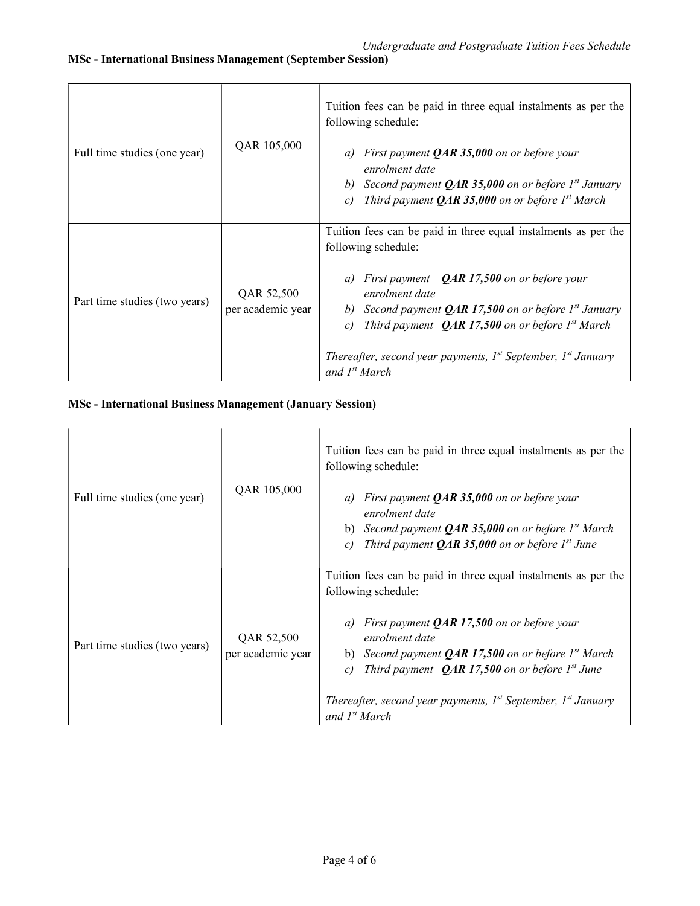## MSc - International Business Management (September Session)

| | | |
|---|---|---|
| Full time studies (one year) | QAR 105,000 | Tuition fees can be paid in three equal instalments as per the following schedule:<br><br>a) *First payment **QAR 35,000** on or before your enrolment date*<br>b) *Second payment **QAR 35,000** on or before 1st January*<br>c) *Third payment **QAR 35,000** on or before 1st March* |
| Part time studies (two years) | QAR 52,500 per academic year | Tuition fees can be paid in three equal instalments as per the following schedule:<br><br>a) *First payment **QAR 17,500** on or before your enrolment date*<br>b) *Second payment **QAR 17,500** on or before 1st January*<br>c) *Third payment **QAR 17,500** on or before 1st March*<br><br>*Thereafter, second year payments, 1st September, 1st January and 1st March* |

## MSc - International Business Management (January Session)

| | | |
|---|---|---|
| Full time studies (one year) | QAR 105,000 | Tuition fees can be paid in three equal instalments as per the following schedule:<br><br>a) *First payment **QAR 35,000** on or before your enrolment date*<br>b) *Second payment **QAR 35,000** on or before 1st March*<br>c) *Third payment **QAR 35,000** on or before 1st June* |
| Part time studies (two years) | QAR 52,500 per academic year | Tuition fees can be paid in three equal instalments as per the following schedule:<br><br>a) *First payment **QAR 17,500** on or before your enrolment date*<br>b) *Second payment **QAR 17,500** on or before 1st March*<br>c) *Third payment **QAR 17,500** on or before 1st June*<br><br>*Thereafter, second year payments, 1st September, 1st January and 1st March* |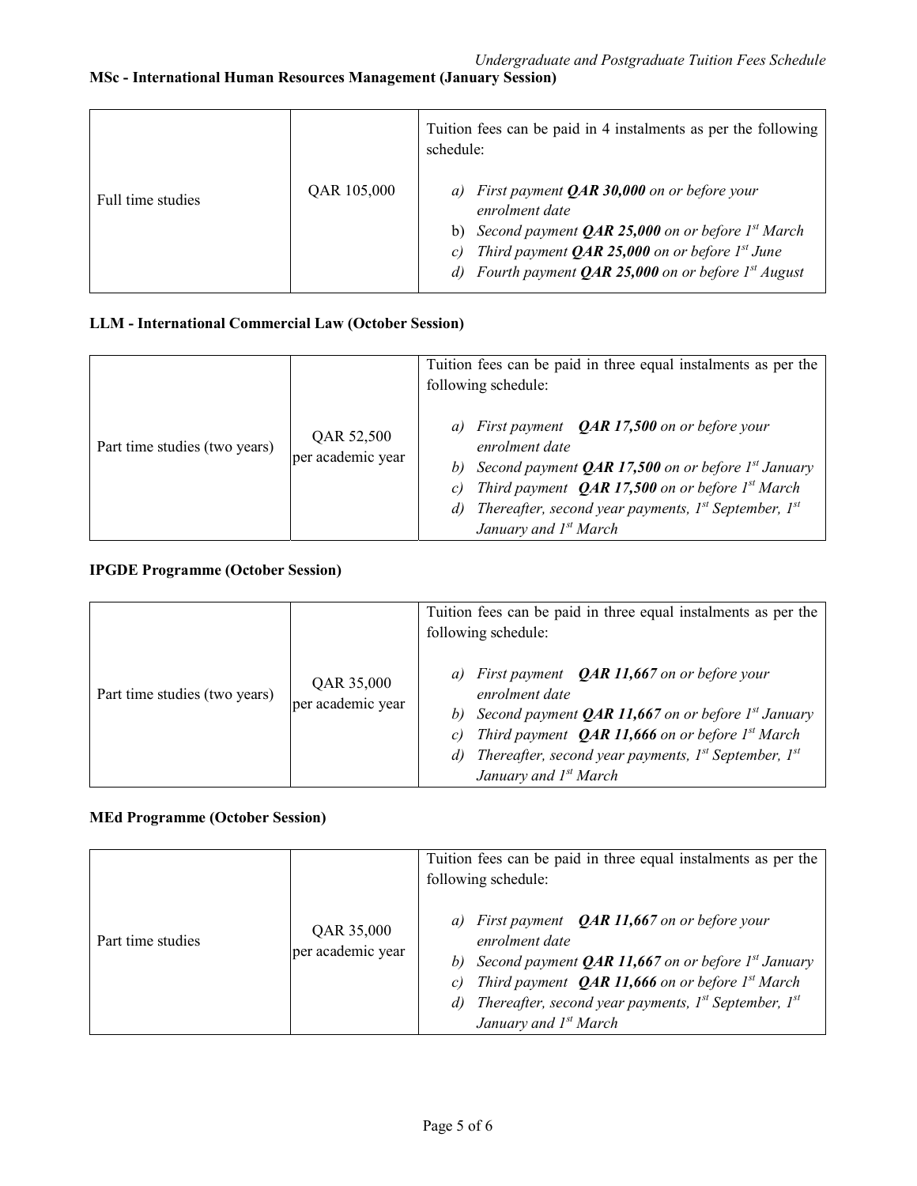**MSc - International Human Resources Management (January Session)**

| | | |
|---|---|---|
| Full time studies | QAR 105,000 | Tuition fees can be paid in 4 instalments as per the following schedule:<br><br>a) *First payment **QAR 30,000** on or before your enrolment date*<br>b) *Second payment **QAR 25,000** on or before 1st March*<br>c) *Third payment **QAR 25,000** on or before 1st June*<br>d) *Fourth payment **QAR 25,000** on or before 1st August* |

**LLM - International Commercial Law (October Session)**

| | | |
|---|---|---|
| Part time studies (two years) | QAR 52,500 per academic year | Tuition fees can be paid in three equal instalments as per the following schedule:<br><br>a) *First payment **QAR 17,500** on or before your enrolment date*<br>b) *Second payment **QAR 17,500** on or before 1st January*<br>c) *Third payment **QAR 17,500** on or before 1st March*<br>d) *Thereafter, second year payments, 1st September, 1st January and 1st March* |

**IPGDE Programme (October Session)**

| | | |
|---|---|---|
| Part time studies (two years) | QAR 35,000 per academic year | Tuition fees can be paid in three equal instalments as per the following schedule:<br><br>a) *First payment **QAR 11,667** on or before your enrolment date*<br>b) *Second payment **QAR 11,667** on or before 1st January*<br>c) *Third payment **QAR 11,666** on or before 1st March*<br>d) *Thereafter, second year payments, 1st September, 1st January and 1st March* |

**MEd Programme (October Session)**

| | | |
|---|---|---|
| Part time studies | QAR 35,000 per academic year | Tuition fees can be paid in three equal instalments as per the following schedule:<br><br>a) *First payment **QAR 11,667** on or before your enrolment date*<br>b) *Second payment **QAR 11,667** on or before 1st January*<br>c) *Third payment **QAR 11,666** on or before 1st March*<br>d) *Thereafter, second year payments, 1st September, 1st January and 1st March* |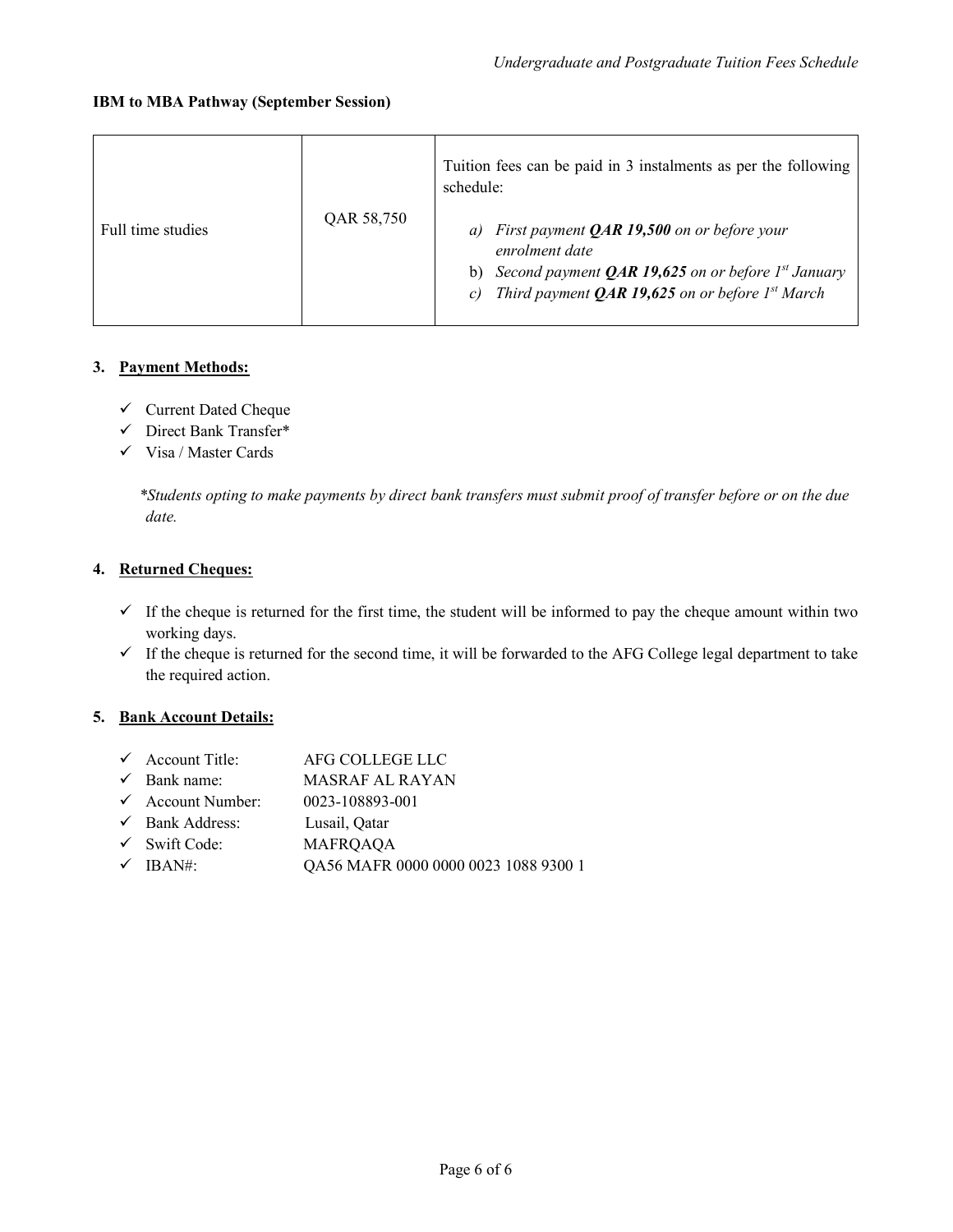**IBM to MBA Pathway (September Session)**

| | | |
|---|---|---|
| Full time studies | QAR 58,750 | Tuition fees can be paid in 3 instalments as per the following schedule:<br><br>a) *First payment **QAR 19,500** on or before your enrolment date*<br>b) *Second payment **QAR 19,625** on or before 1st January*<br>c) *Third payment **QAR 19,625** on or before 1st March* |

**3. Payment Methods:**

- ✓ Current Dated Cheque
- ✓ Direct Bank Transfer*
- ✓ Visa / Master Cards

*\*Students opting to make payments by direct bank transfers must submit proof of transfer before or on the due date.*

**4. Returned Cheques:**

- ✓ If the cheque is returned for the first time, the student will be informed to pay the cheque amount within two working days.
- ✓ If the cheque is returned for the second time, it will be forwarded to the AFG College legal department to take the required action.

**5. Bank Account Details:**

- ✓ Account Title: AFG COLLEGE LLC
- ✓ Bank name: MASRAF AL RAYAN
- ✓ Account Number: 0023-108893-001
- ✓ Bank Address: Lusail, Qatar
- ✓ Swift Code: MAFRQAQA
- ✓ IBAN#: QA56 MAFR 0000 0000 0023 1088 9300 1